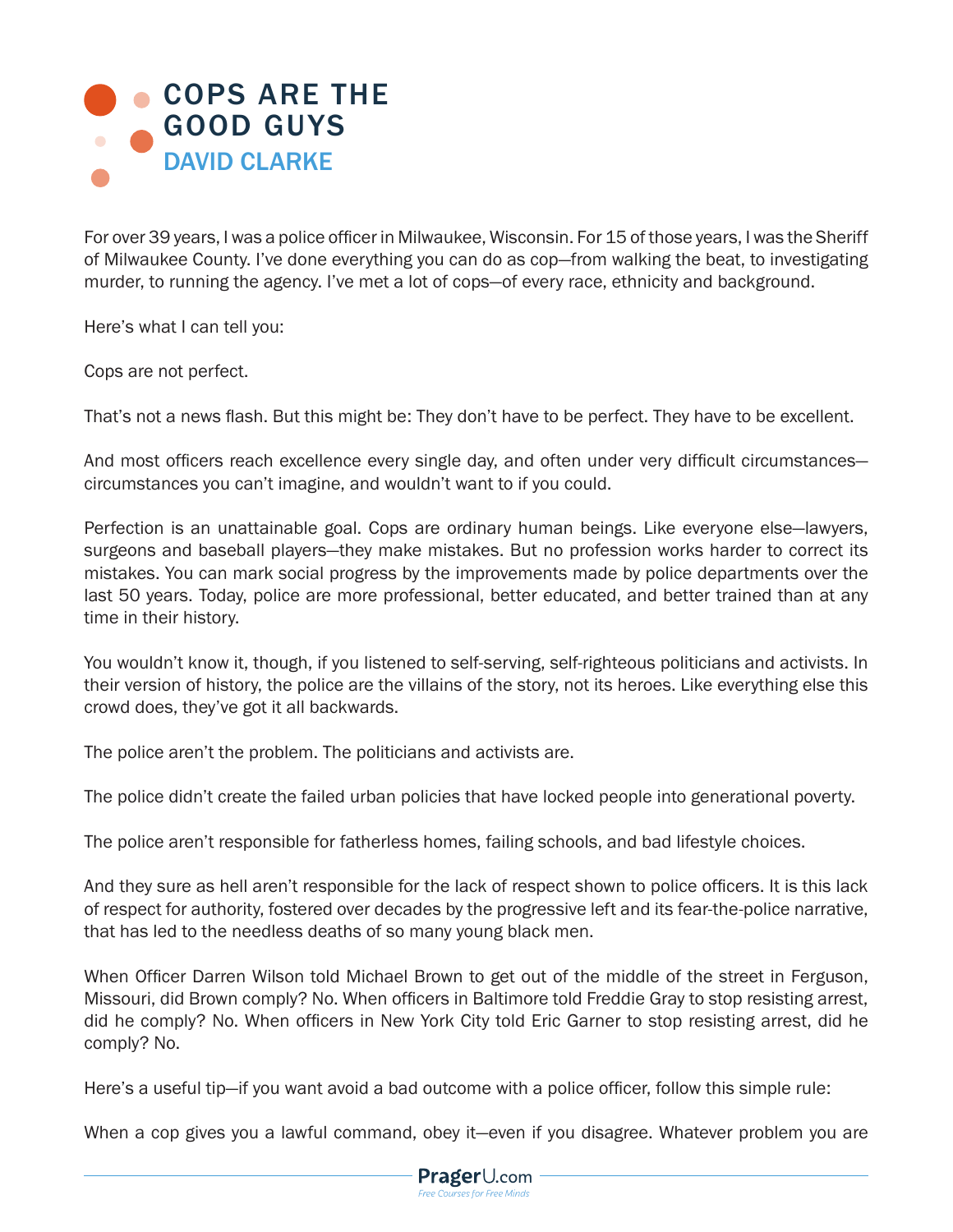# COPS ARE THE GOOD GUYS

## DAVID CLARKE

For over 39 years, I was a police officer in Milwaukee, Wisconsin. For 15 of those years, I was the Sheriff of Milwaukee County. I've done everything you can do as cop—from walking the beat, to investigating murder, to running the agency. I've met a lot of cops—of every race, ethnicity and background.

Here's what I can tell you:

Cops are not perfect.

That's not a news flash. But this might be: They don't have to be perfect. They have to be excellent.

And most officers reach excellence every single day, and often under very difficult circumstances—circumstances you can't imagine, and wouldn't want to if you could.

Perfection is an unattainable goal. Cops are ordinary human beings. Like everyone else—lawyers, surgeons and baseball players—they make mistakes. But no profession works harder to correct its mistakes. You can mark social progress by the improvements made by police departments over the last 50 years. Today, police are more professional, better educated, and better trained than at any time in their history.

You wouldn't know it, though, if you listened to self-serving, self-righteous politicians and activists. In their version of history, the police are the villains of the story, not its heroes. Like everything else this crowd does, they've got it all backwards.

The police aren't the problem. The politicians and activists are.

The police didn't create the failed urban policies that have locked people into generational poverty.

The police aren't responsible for fatherless homes, failing schools, and bad lifestyle choices.

And they sure as hell aren't responsible for the lack of respect shown to police officers. It is this lack of respect for authority, fostered over decades by the progressive left and its fear-the-police narrative, that has led to the needless deaths of so many young black men.

When Officer Darren Wilson told Michael Brown to get out of the middle of the street in Ferguson, Missouri, did Brown comply? No. When officers in Baltimore told Freddie Gray to stop resisting arrest, did he comply? No. When officers in New York City told Eric Garner to stop resisting arrest, did he comply? No.

Here's a useful tip—if you want avoid a bad outcome with a police officer, follow this simple rule:

When a cop gives you a lawful command, obey it—even if you disagree. Whatever problem you are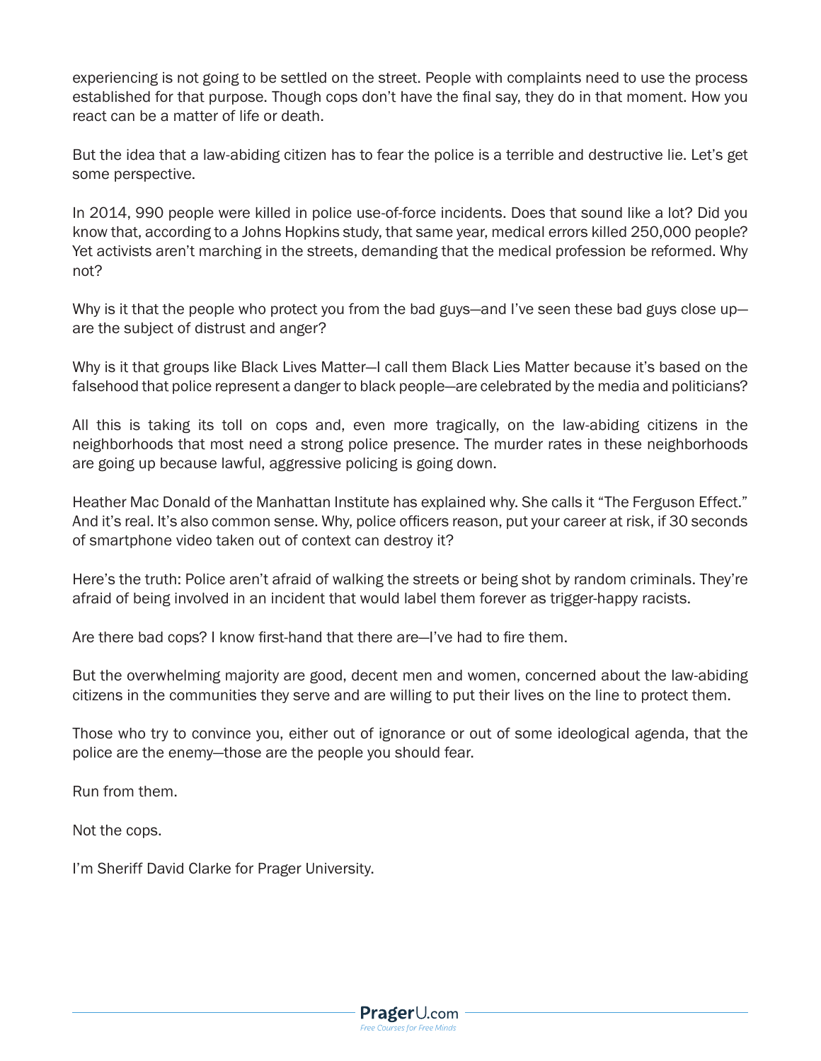experiencing is not going to be settled on the street. People with complaints need to use the process established for that purpose. Though cops don't have the final say, they do in that moment. How you react can be a matter of life or death.

But the idea that a law-abiding citizen has to fear the police is a terrible and destructive lie. Let's get some perspective.

In 2014, 990 people were killed in police use-of-force incidents. Does that sound like a lot? Did you know that, according to a Johns Hopkins study, that same year, medical errors killed 250,000 people? Yet activists aren't marching in the streets, demanding that the medical profession be reformed. Why not?

Why is it that the people who protect you from the bad guys—and I've seen these bad guys close up—are the subject of distrust and anger?

Why is it that groups like Black Lives Matter—I call them Black Lies Matter because it's based on the falsehood that police represent a danger to black people—are celebrated by the media and politicians?

All this is taking its toll on cops and, even more tragically, on the law-abiding citizens in the neighborhoods that most need a strong police presence. The murder rates in these neighborhoods are going up because lawful, aggressive policing is going down.

Heather Mac Donald of the Manhattan Institute has explained why. She calls it "The Ferguson Effect." And it's real. It's also common sense. Why, police officers reason, put your career at risk, if 30 seconds of smartphone video taken out of context can destroy it?

Here's the truth: Police aren't afraid of walking the streets or being shot by random criminals. They're afraid of being involved in an incident that would label them forever as trigger-happy racists.

Are there bad cops? I know first-hand that there are—I've had to fire them.

But the overwhelming majority are good, decent men and women, concerned about the law-abiding citizens in the communities they serve and are willing to put their lives on the line to protect them.

Those who try to convince you, either out of ignorance or out of some ideological agenda, that the police are the enemy—those are the people you should fear.

Run from them.

Not the cops.

I'm Sheriff David Clarke for Prager University.